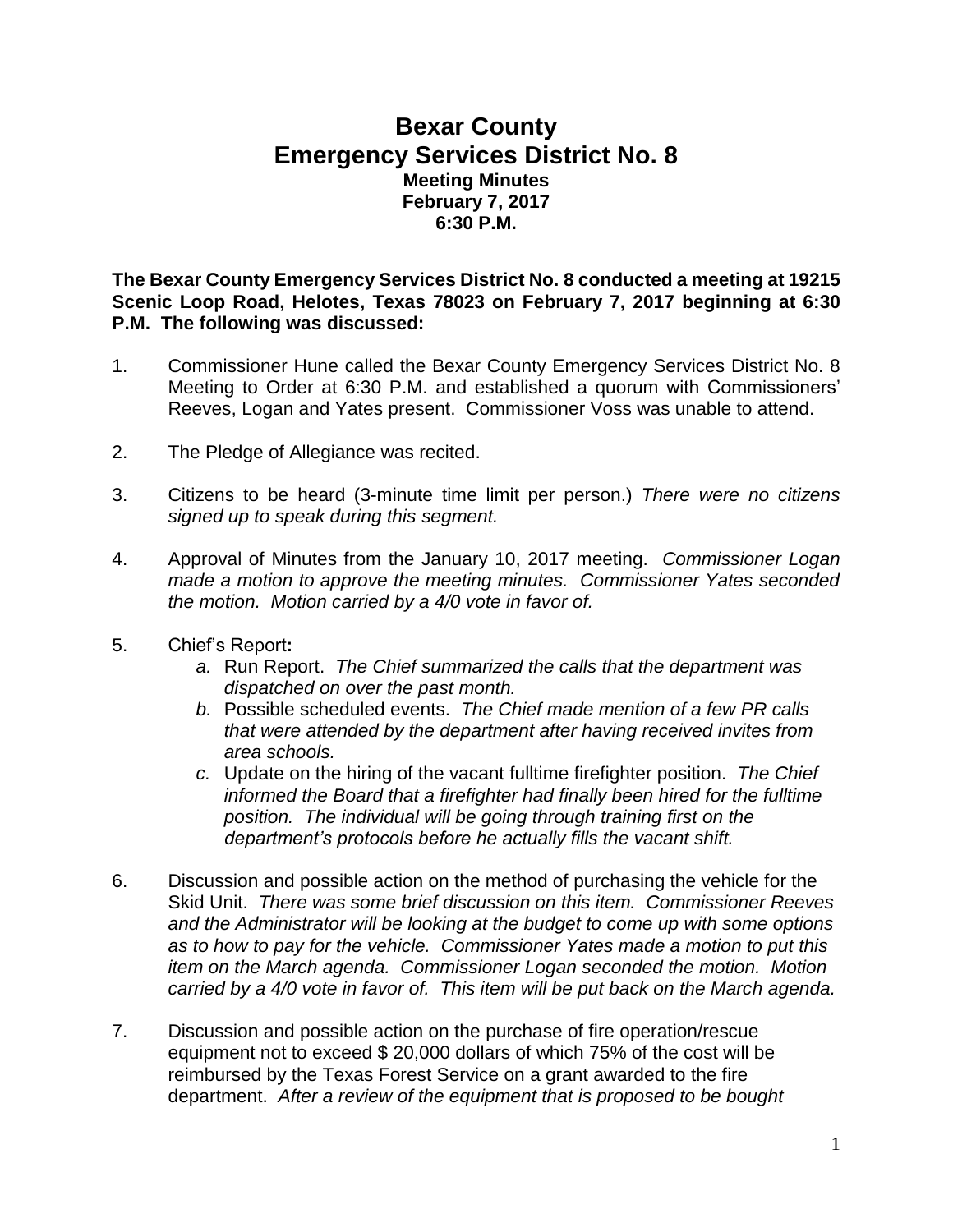# Bexar County
# Emergency Services District No. 8
### Meeting Minutes
### February 7, 2017
### 6:30 P.M.

**The Bexar County Emergency Services District No. 8 conducted a meeting at 19215 Scenic Loop Road, Helotes, Texas 78023 on February 7, 2017 beginning at 6:30 P.M. The following was discussed:**

1. Commissioner Hune called the Bexar County Emergency Services District No. 8 Meeting to Order at 6:30 P.M. and established a quorum with Commissioners' Reeves, Logan and Yates present. Commissioner Voss was unable to attend.

2. The Pledge of Allegiance was recited.

3. Citizens to be heard (3-minute time limit per person.) *There were no citizens signed up to speak during this segment.*

4. Approval of Minutes from the January 10, 2017 meeting. *Commissioner Logan made a motion to approve the meeting minutes. Commissioner Yates seconded the motion. Motion carried by a 4/0 vote in favor of.*

5. Chief's Report**:**
   - *a.* Run Report. *The Chief summarized the calls that the department was dispatched on over the past month.*
   - *b.* Possible scheduled events. *The Chief made mention of a few PR calls that were attended by the department after having received invites from area schools.*
   - *c.* Update on the hiring of the vacant fulltime firefighter position. *The Chief informed the Board that a firefighter had finally been hired for the fulltime position. The individual will be going through training first on the department's protocols before he actually fills the vacant shift.*

6. Discussion and possible action on the method of purchasing the vehicle for the Skid Unit. *There was some brief discussion on this item. Commissioner Reeves and the Administrator will be looking at the budget to come up with some options as to how to pay for the vehicle. Commissioner Yates made a motion to put this item on the March agenda. Commissioner Logan seconded the motion. Motion carried by a 4/0 vote in favor of. This item will be put back on the March agenda.*

7. Discussion and possible action on the purchase of fire operation/rescue equipment not to exceed $ 20,000 dollars of which 75% of the cost will be reimbursed by the Texas Forest Service on a grant awarded to the fire department. *After a review of the equipment that is proposed to be bought*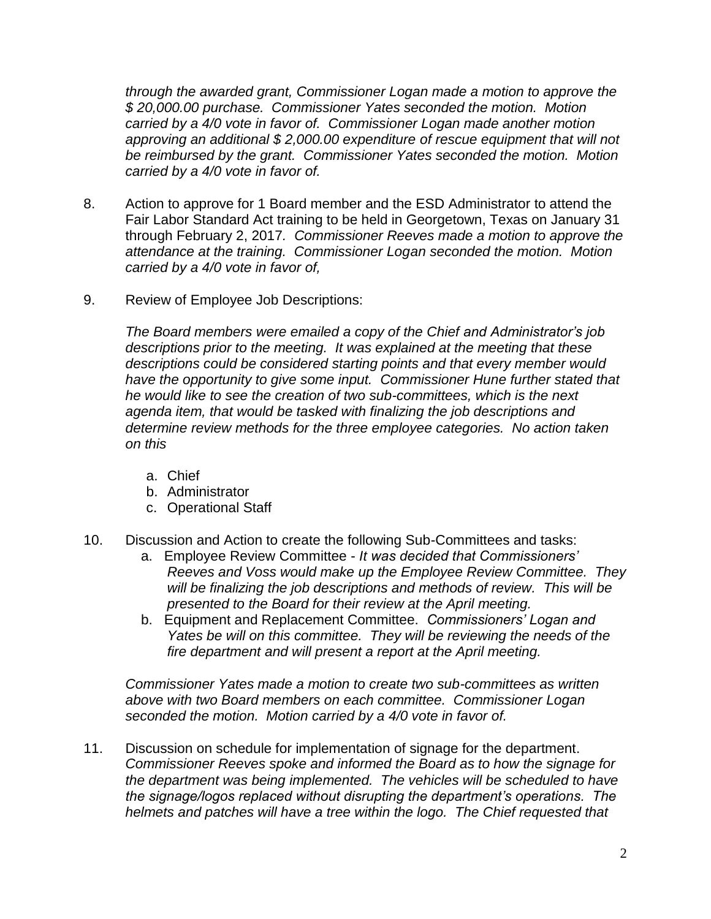*through the awarded grant, Commissioner Logan made a motion to approve the $ 20,000.00 purchase. Commissioner Yates seconded the motion. Motion carried by a 4/0 vote in favor of. Commissioner Logan made another motion approving an additional $ 2,000.00 expenditure of rescue equipment that will not be reimbursed by the grant. Commissioner Yates seconded the motion. Motion carried by a 4/0 vote in favor of.*

8. Action to approve for 1 Board member and the ESD Administrator to attend the Fair Labor Standard Act training to be held in Georgetown, Texas on January 31 through February 2, 2017. *Commissioner Reeves made a motion to approve the attendance at the training. Commissioner Logan seconded the motion. Motion carried by a 4/0 vote in favor of,*

9. Review of Employee Job Descriptions:

   *The Board members were emailed a copy of the Chief and Administrator's job descriptions prior to the meeting. It was explained at the meeting that these descriptions could be considered starting points and that every member would have the opportunity to give some input. Commissioner Hune further stated that he would like to see the creation of two sub-committees, which is the next agenda item, that would be tasked with finalizing the job descriptions and determine review methods for the three employee categories. No action taken on this*

   a. Chief
   b. Administrator
   c. Operational Staff

10. Discussion and Action to create the following Sub-Committees and tasks:
    a. Employee Review Committee - *It was decided that Commissioners' Reeves and Voss would make up the Employee Review Committee. They will be finalizing the job descriptions and methods of review. This will be presented to the Board for their review at the April meeting.*
    b. Equipment and Replacement Committee. *Commissioners' Logan and Yates be will on this committee. They will be reviewing the needs of the fire department and will present a report at the April meeting.*

    *Commissioner Yates made a motion to create two sub-committees as written above with two Board members on each committee. Commissioner Logan seconded the motion. Motion carried by a 4/0 vote in favor of.*

11. Discussion on schedule for implementation of signage for the department. *Commissioner Reeves spoke and informed the Board as to how the signage for the department was being implemented. The vehicles will be scheduled to have the signage/logos replaced without disrupting the department's operations. The helmets and patches will have a tree within the logo. The Chief requested that*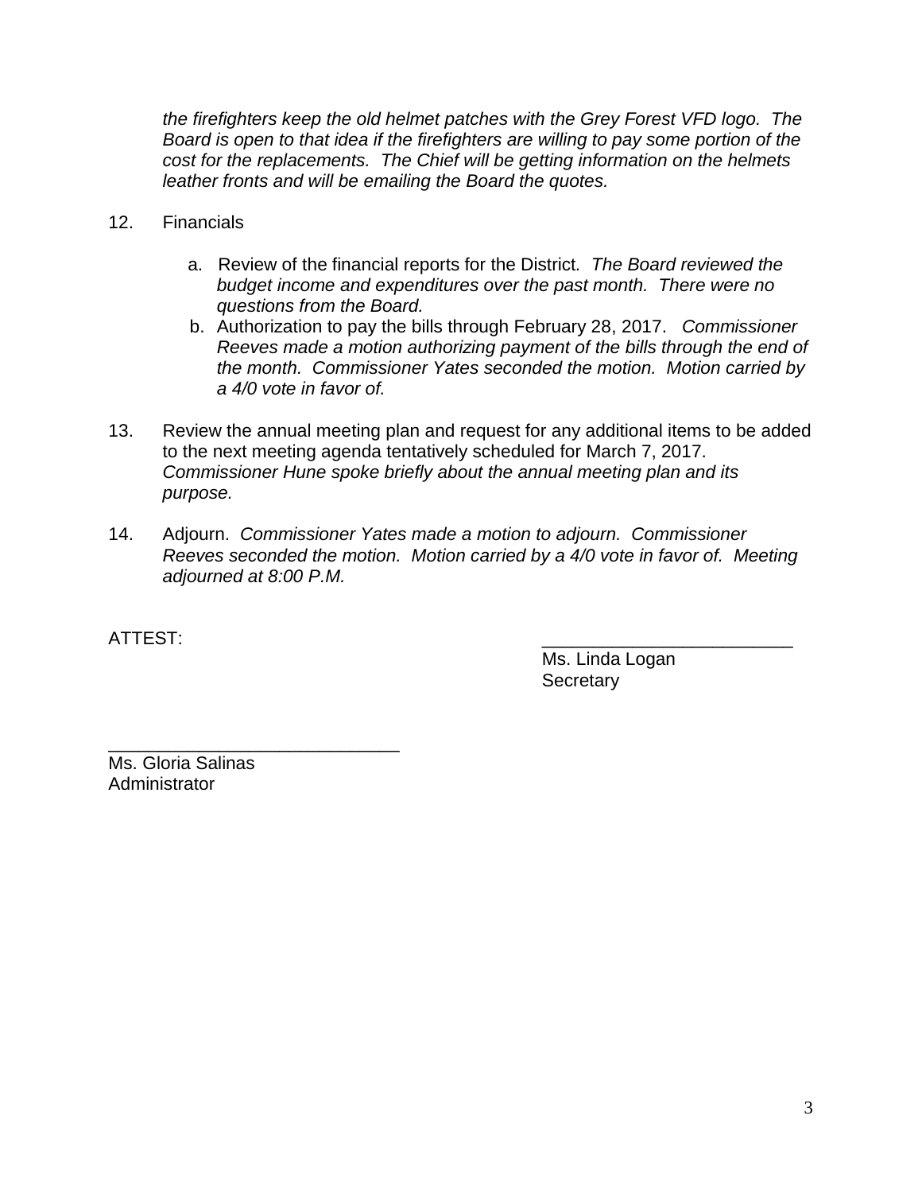*the firefighters keep the old helmet patches with the Grey Forest VFD logo. The Board is open to that idea if the firefighters are willing to pay some portion of the cost for the replacements. The Chief will be getting information on the helmets leather fronts and will be emailing the Board the quotes.*

12. Financials

    a. Review of the financial reports for the District. *The Board reviewed the budget income and expenditures over the past month. There were no questions from the Board.*
    b. Authorization to pay the bills through February 28, 2017. *Commissioner Reeves made a motion authorizing payment of the bills through the end of the month. Commissioner Yates seconded the motion. Motion carried by a 4/0 vote in favor of.*

13. Review the annual meeting plan and request for any additional items to be added to the next meeting agenda tentatively scheduled for March 7, 2017. *Commissioner Hune spoke briefly about the annual meeting plan and its purpose.*

14. Adjourn. *Commissioner Yates made a motion to adjourn. Commissioner Reeves seconded the motion. Motion carried by a 4/0 vote in favor of. Meeting adjourned at 8:00 P.M.*

ATTEST:

_________________________
Ms. Linda Logan
Secretary

_____________________________
Ms. Gloria Salinas
Administrator